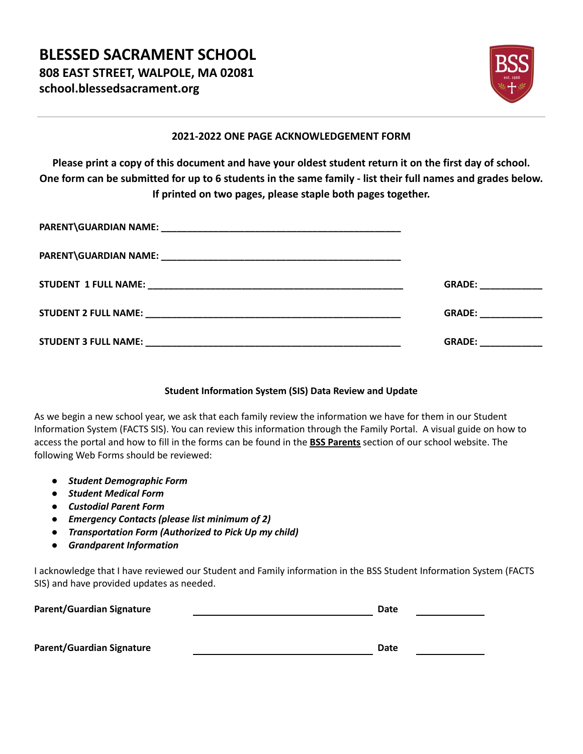# BLESSED SACRAMENT SCHOOL

**808 EAST STREET, WALPOLE, MA 02081**

**school.blessedsacrament.org**

---

**2021-2022 ONE PAGE ACKNOWLEDGEMENT FORM**

**Please print a copy of this document and have your oldest student return it on the first day of school. One form can be submitted for up to 6 students in the same family - list their full names and grades below. If printed on two pages, please staple both pages together.**

**PARENT\GUARDIAN NAME:** ______________________________________________

**PARENT\GUARDIAN NAME:** ______________________________________________

**STUDENT 1 FULL NAME:** ___________________________________________________ **GRADE:** ____________

**STUDENT 2 FULL NAME:** ___________________________________________________ **GRADE:** ____________

**STUDENT 3 FULL NAME:** ___________________________________________________ **GRADE:** ____________

**Student Information System (SIS) Data Review and Update**

As we begin a new school year, we ask that each family review the information we have for them in our Student Information System (FACTS SIS). You can review this information through the Family Portal. A visual guide on how to access the portal and how to fill in the forms can be found in the **BSS Parents** section of our school website. The following Web Forms should be reviewed:

- ***Student Demographic Form***
- ***Student Medical Form***
- ***Custodial Parent Form***
- ***Emergency Contacts (please list minimum of 2)***
- ***Transportation Form (Authorized to Pick Up my child)***
- ***Grandparent Information***

I acknowledge that I have reviewed our Student and Family information in the BSS Student Information System (FACTS SIS) and have provided updates as needed.

**Parent/Guardian Signature** ______________________________ **Date** ____________

**Parent/Guardian Signature** ______________________________ **Date** ____________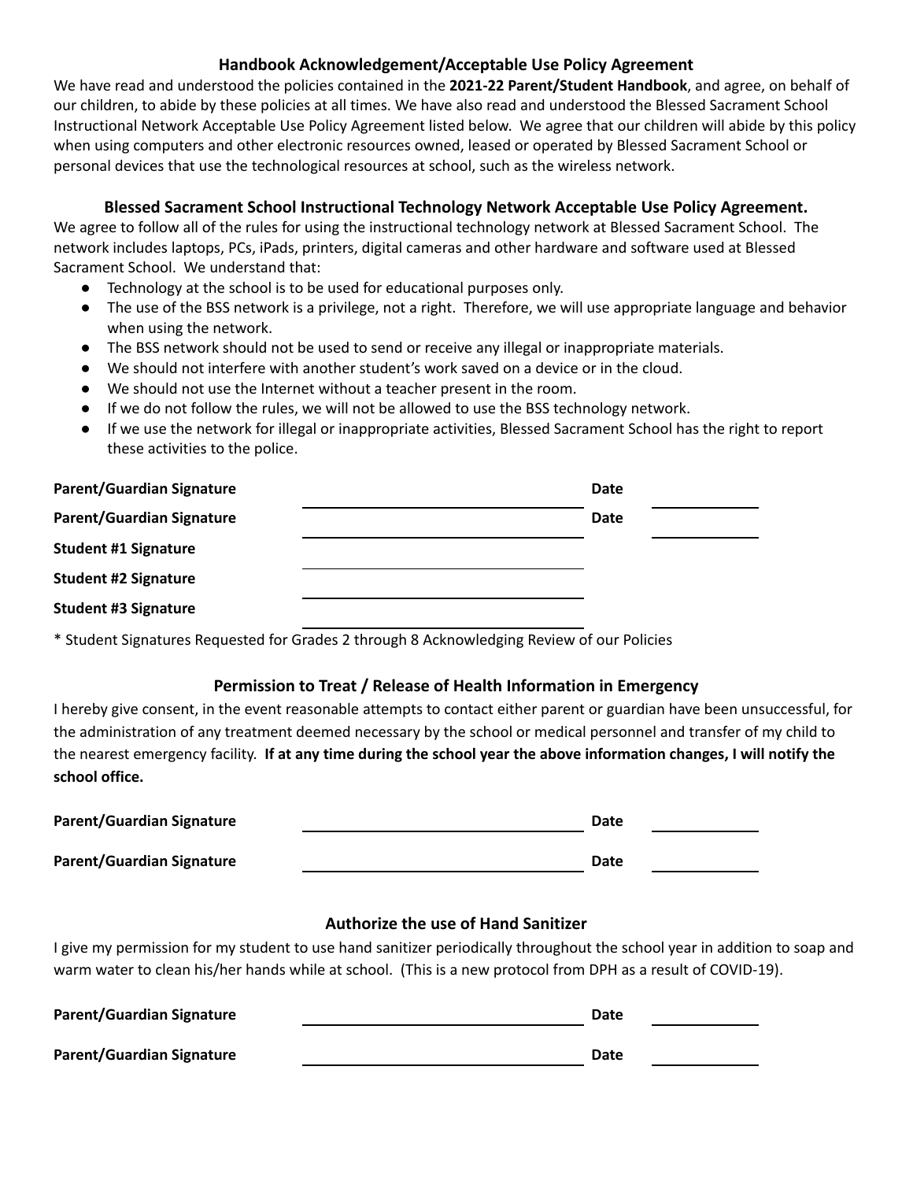### Handbook Acknowledgement/Acceptable Use Policy Agreement

We have read and understood the policies contained in the **2021-22 Parent/Student Handbook**, and agree, on behalf of our children, to abide by these policies at all times. We have also read and understood the Blessed Sacrament School Instructional Network Acceptable Use Policy Agreement listed below. We agree that our children will abide by this policy when using computers and other electronic resources owned, leased or operated by Blessed Sacrament School or personal devices that use the technological resources at school, such as the wireless network.

### Blessed Sacrament School Instructional Technology Network Acceptable Use Policy Agreement.

We agree to follow all of the rules for using the instructional technology network at Blessed Sacrament School. The network includes laptops, PCs, iPads, printers, digital cameras and other hardware and software used at Blessed Sacrament School. We understand that:

- Technology at the school is to be used for educational purposes only.
- The use of the BSS network is a privilege, not a right. Therefore, we will use appropriate language and behavior when using the network.
- The BSS network should not be used to send or receive any illegal or inappropriate materials.
- We should not interfere with another student's work saved on a device or in the cloud.
- We should not use the Internet without a teacher present in the room.
- If we do not follow the rules, we will not be allowed to use the BSS technology network.
- If we use the network for illegal or inappropriate activities, Blessed Sacrament School has the right to report these activities to the police.

**Parent/Guardian Signature** ______________________ **Date** __________

**Parent/Guardian Signature** ______________________ **Date** __________

**Student #1 Signature** ______________________

**Student #2 Signature** ______________________

**Student #3 Signature** ______________________

* Student Signatures Requested for Grades 2 through 8 Acknowledging Review of our Policies

### Permission to Treat / Release of Health Information in Emergency

I hereby give consent, in the event reasonable attempts to contact either parent or guardian have been unsuccessful, for the administration of any treatment deemed necessary by the school or medical personnel and transfer of my child to the nearest emergency facility. **If at any time during the school year the above information changes, I will notify the school office.**

**Parent/Guardian Signature** ______________________ **Date** __________

**Parent/Guardian Signature** ______________________ **Date** __________

### Authorize the use of Hand Sanitizer

I give my permission for my student to use hand sanitizer periodically throughout the school year in addition to soap and warm water to clean his/her hands while at school. (This is a new protocol from DPH as a result of COVID-19).

**Parent/Guardian Signature** ______________________ **Date** __________

**Parent/Guardian Signature** ______________________ **Date** __________